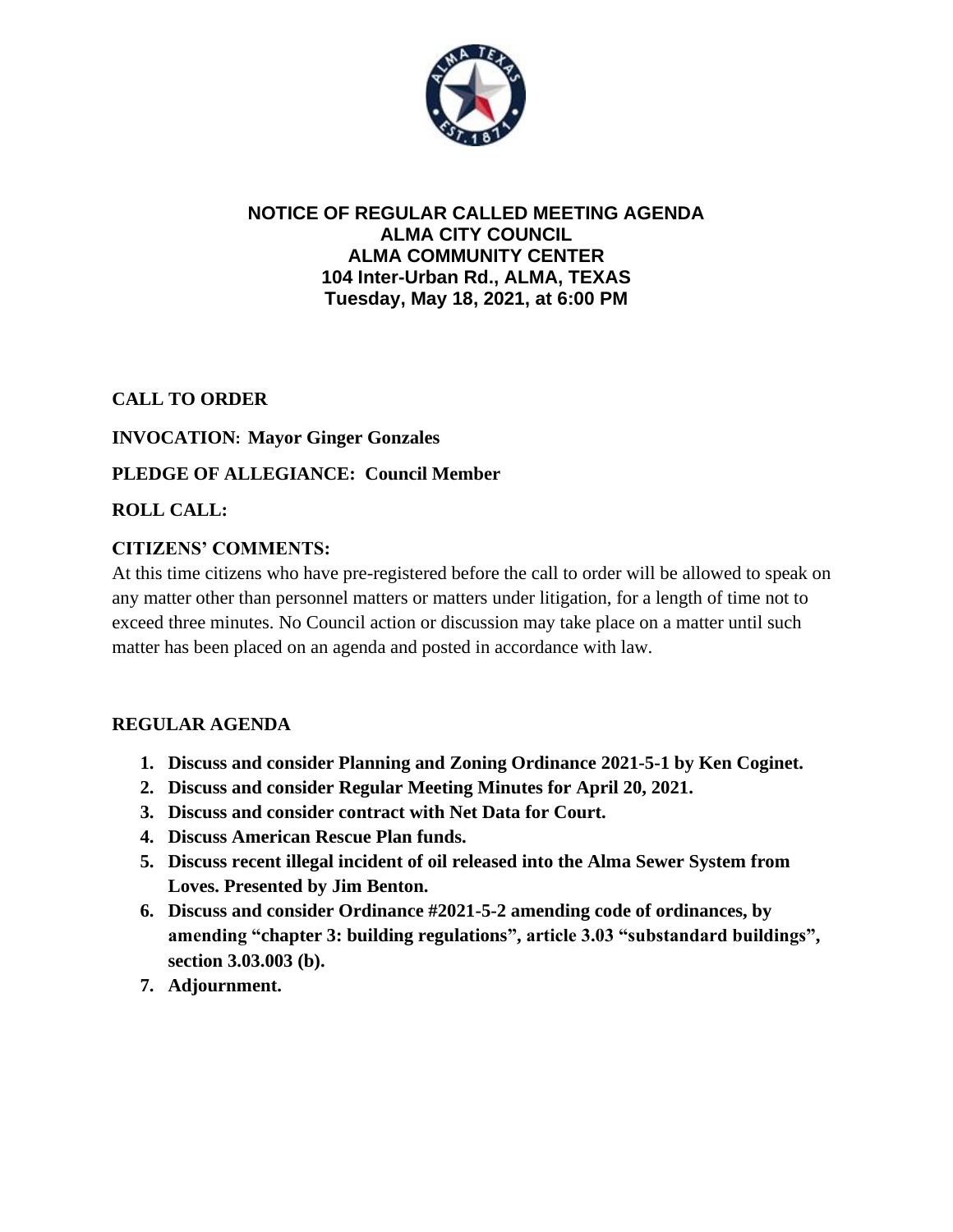# NOTICE OF REGULAR CALLED MEETING AGENDA
# ALMA CITY COUNCIL
# ALMA COMMUNITY CENTER
# 104 Inter-Urban Rd., ALMA, TEXAS
# Tuesday, May 18, 2021, at 6:00 PM

**CALL TO ORDER**

**INVOCATION: Mayor Ginger Gonzales**

**PLEDGE OF ALLEGIANCE: Council Member**

**ROLL CALL:**

**CITIZENS' COMMENTS:**

At this time citizens who have pre-registered before the call to order will be allowed to speak on any matter other than personnel matters or matters under litigation, for a length of time not to exceed three minutes. No Council action or discussion may take place on a matter until such matter has been placed on an agenda and posted in accordance with law.

**REGULAR AGENDA**

1. **Discuss and consider Planning and Zoning Ordinance 2021-5-1 by Ken Coginet.**
2. **Discuss and consider Regular Meeting Minutes for April 20, 2021.**
3. **Discuss and consider contract with Net Data for Court.**
4. **Discuss American Rescue Plan funds.**
5. **Discuss recent illegal incident of oil released into the Alma Sewer System from Loves. Presented by Jim Benton.**
6. **Discuss and consider Ordinance #2021-5-2 amending code of ordinances, by amending "chapter 3: building regulations", article 3.03 "substandard buildings", section 3.03.003 (b).**
7. **Adjournment.**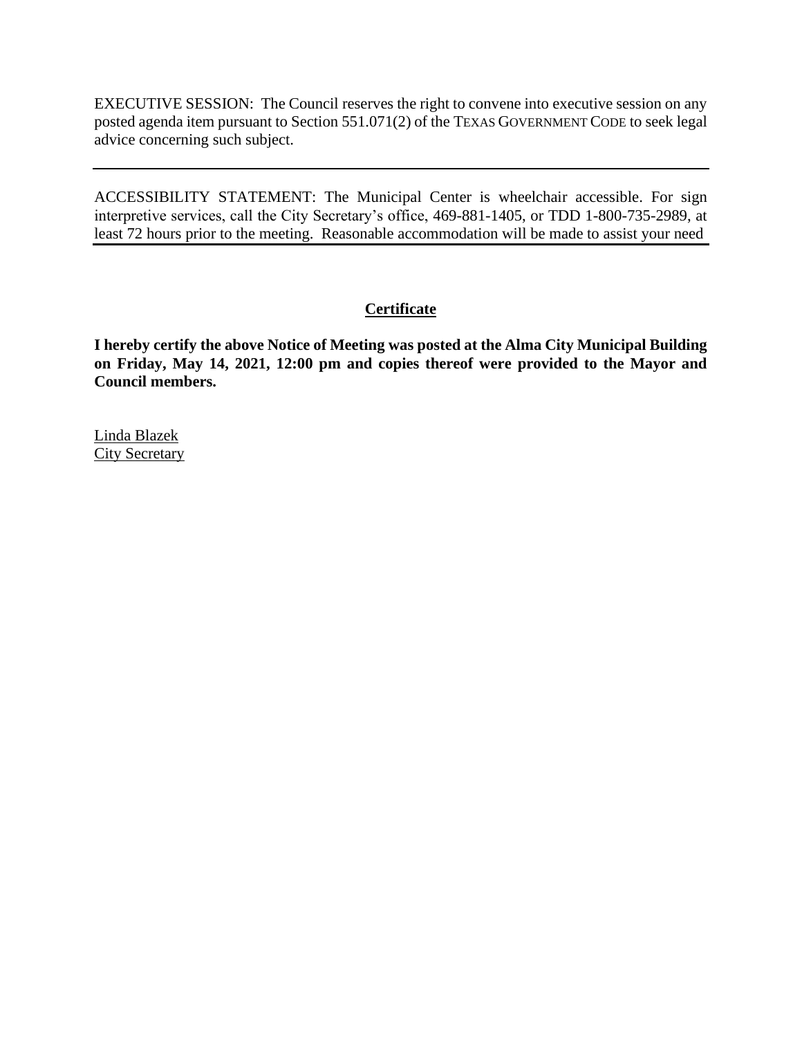EXECUTIVE SESSION: The Council reserves the right to convene into executive session on any posted agenda item pursuant to Section 551.071(2) of the TEXAS GOVERNMENT CODE to seek legal advice concerning such subject.

---

ACCESSIBILITY STATEMENT: The Municipal Center is wheelchair accessible. For sign interpretive services, call the City Secretary's office, 469-881-1405, or TDD 1-800-735-2989, at least 72 hours prior to the meeting. Reasonable accommodation will be made to assist your need

---

**Certificate**

**I hereby certify the above Notice of Meeting was posted at the Alma City Municipal Building on Friday, May 14, 2021, 12:00 pm and copies thereof were provided to the Mayor and Council members.**

Linda Blazek
City Secretary